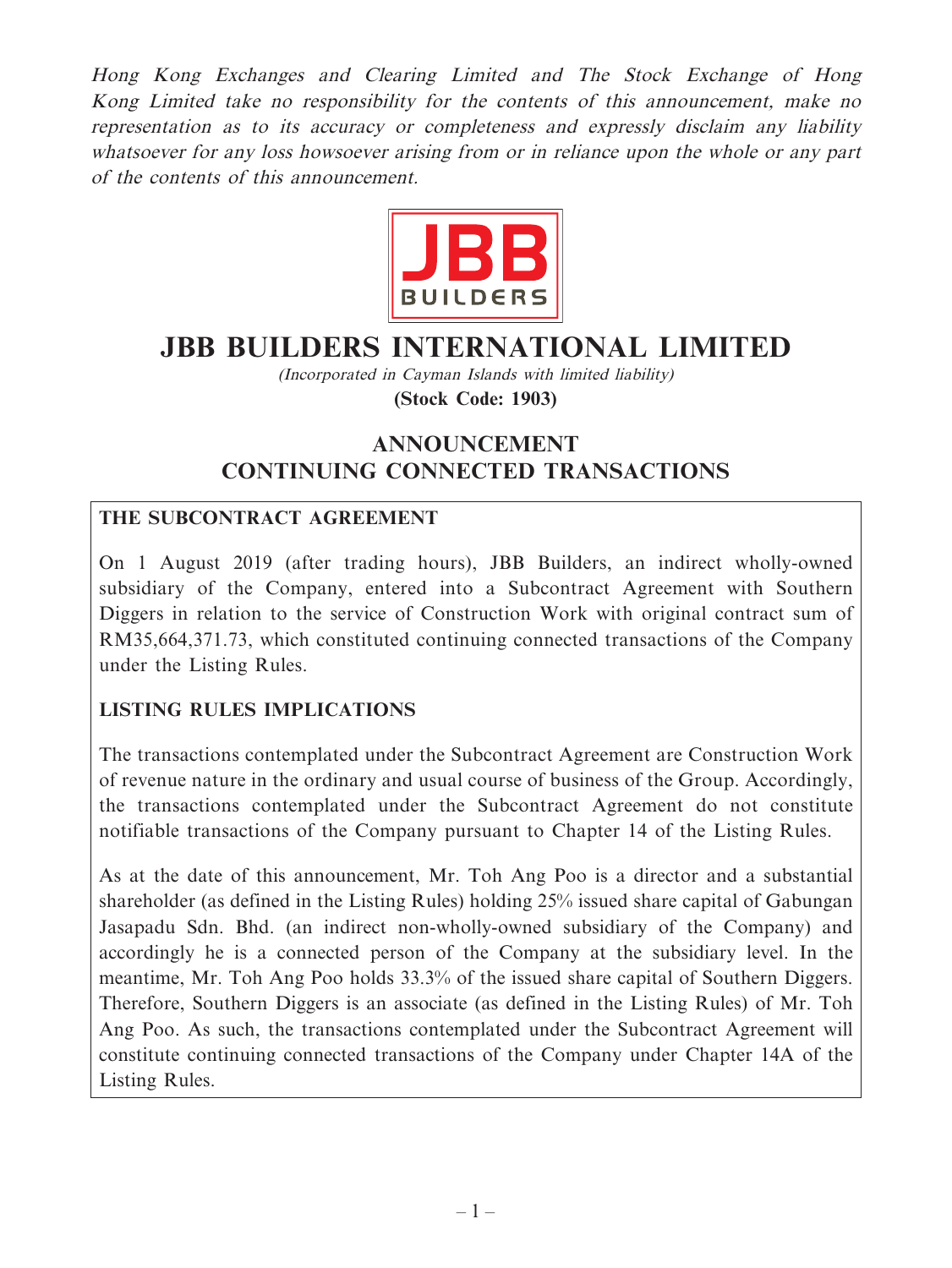*Hong Kong Exchanges and Clearing Limited and The Stock Exchange of Hong Kong Limited take no responsibility for the contents of this announcement, make no representation as to its accuracy or completeness and expressly disclaim any liability whatsoever for any loss howsoever arising from or in reliance upon the whole or any part of the contents of this announcement.*

# JBB BUILDERS INTERNATIONAL LIMITED

*(Incorporated in Cayman Islands with limited liability)*

**(Stock Code: 1903)**

## ANNOUNCEMENT
## CONTINUING CONNECTED TRANSACTIONS

**THE SUBCONTRACT AGREEMENT**

On 1 August 2019 (after trading hours), JBB Builders, an indirect wholly-owned subsidiary of the Company, entered into a Subcontract Agreement with Southern Diggers in relation to the service of Construction Work with original contract sum of RM35,664,371.73, which constituted continuing connected transactions of the Company under the Listing Rules.

**LISTING RULES IMPLICATIONS**

The transactions contemplated under the Subcontract Agreement are Construction Work of revenue nature in the ordinary and usual course of business of the Group. Accordingly, the transactions contemplated under the Subcontract Agreement do not constitute notifiable transactions of the Company pursuant to Chapter 14 of the Listing Rules.

As at the date of this announcement, Mr. Toh Ang Poo is a director and a substantial shareholder (as defined in the Listing Rules) holding 25% issued share capital of Gabungan Jasapadu Sdn. Bhd. (an indirect non-wholly-owned subsidiary of the Company) and accordingly he is a connected person of the Company at the subsidiary level. In the meantime, Mr. Toh Ang Poo holds 33.3% of the issued share capital of Southern Diggers. Therefore, Southern Diggers is an associate (as defined in the Listing Rules) of Mr. Toh Ang Poo. As such, the transactions contemplated under the Subcontract Agreement will constitute continuing connected transactions of the Company under Chapter 14A of the Listing Rules.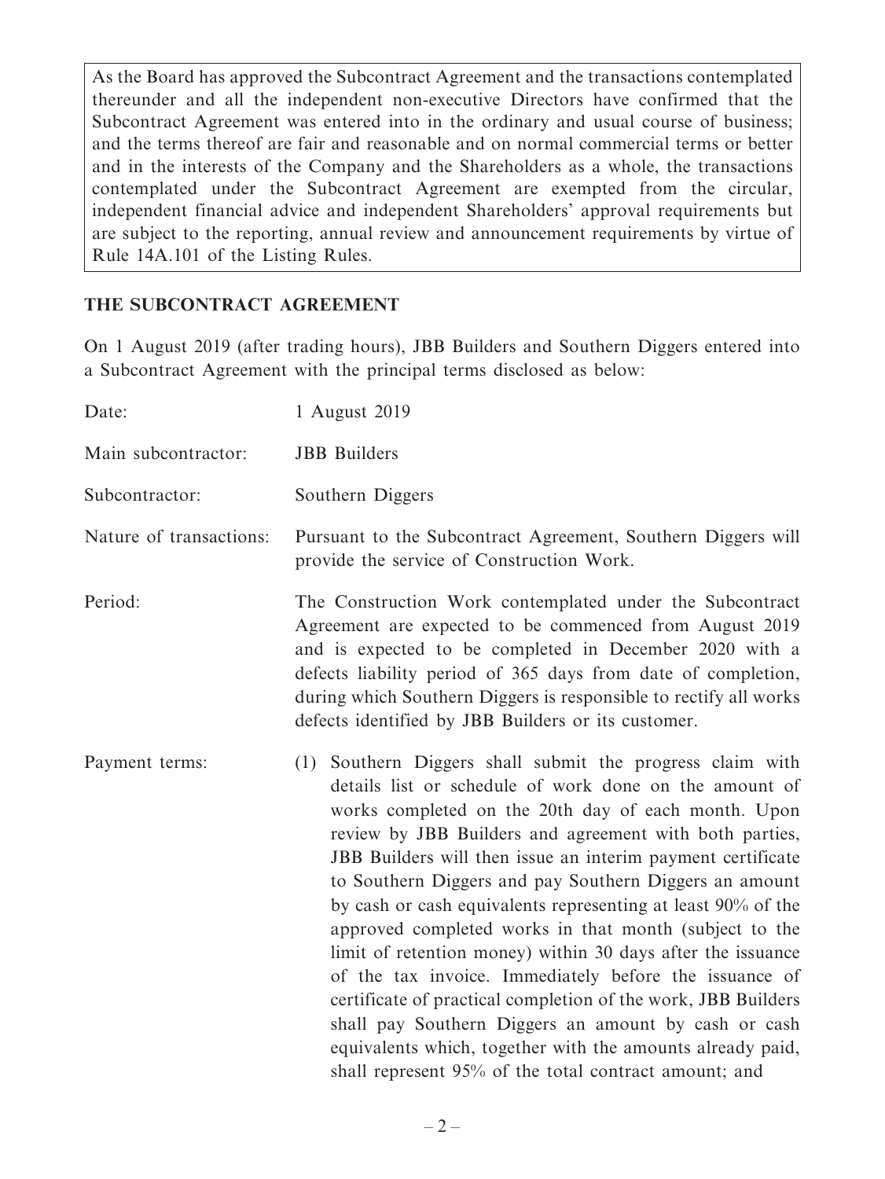As the Board has approved the Subcontract Agreement and the transactions contemplated thereunder and all the independent non-executive Directors have confirmed that the Subcontract Agreement was entered into in the ordinary and usual course of business; and the terms thereof are fair and reasonable and on normal commercial terms or better and in the interests of the Company and the Shareholders as a whole, the transactions contemplated under the Subcontract Agreement are exempted from the circular, independent financial advice and independent Shareholders' approval requirements but are subject to the reporting, annual review and announcement requirements by virtue of Rule 14A.101 of the Listing Rules.

## THE SUBCONTRACT AGREEMENT

On 1 August 2019 (after trading hours), JBB Builders and Southern Diggers entered into a Subcontract Agreement with the principal terms disclosed as below:

| | |
|---|---|
| Date: | 1 August 2019 |
| Main subcontractor: | JBB Builders |
| Subcontractor: | Southern Diggers |
| Nature of transactions: | Pursuant to the Subcontract Agreement, Southern Diggers will provide the service of Construction Work. |
| Period: | The Construction Work contemplated under the Subcontract Agreement are expected to be commenced from August 2019 and is expected to be completed in December 2020 with a defects liability period of 365 days from date of completion, during which Southern Diggers is responsible to rectify all works defects identified by JBB Builders or its customer. |
| Payment terms: | (1) Southern Diggers shall submit the progress claim with details list or schedule of work done on the amount of works completed on the 20th day of each month. Upon review by JBB Builders and agreement with both parties, JBB Builders will then issue an interim payment certificate to Southern Diggers and pay Southern Diggers an amount by cash or cash equivalents representing at least 90% of the approved completed works in that month (subject to the limit of retention money) within 30 days after the issuance of the tax invoice. Immediately before the issuance of certificate of practical completion of the work, JBB Builders shall pay Southern Diggers an amount by cash or cash equivalents which, together with the amounts already paid, shall represent 95% of the total contract amount; and |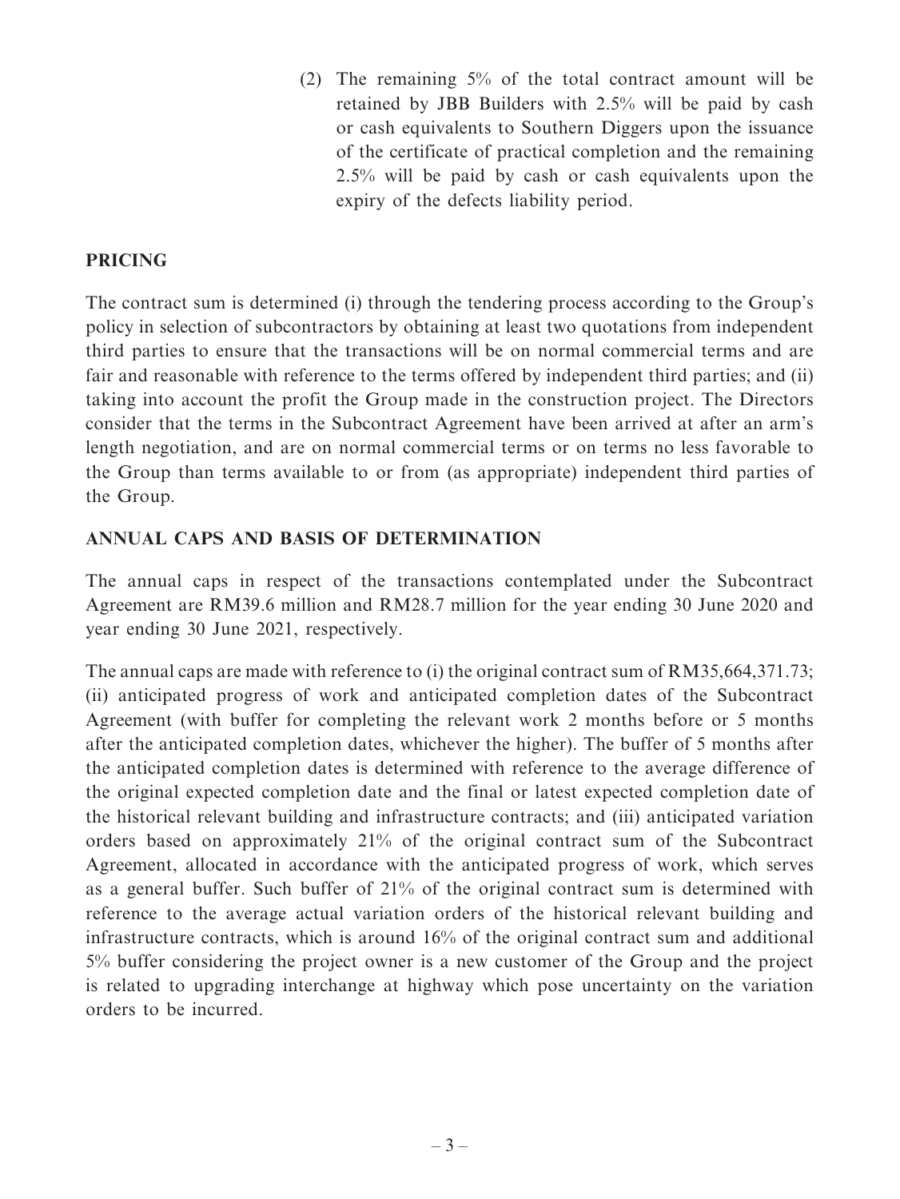(2) The remaining 5% of the total contract amount will be retained by JBB Builders with 2.5% will be paid by cash or cash equivalents to Southern Diggers upon the issuance of the certificate of practical completion and the remaining 2.5% will be paid by cash or cash equivalents upon the expiry of the defects liability period.

## PRICING

The contract sum is determined (i) through the tendering process according to the Group's policy in selection of subcontractors by obtaining at least two quotations from independent third parties to ensure that the transactions will be on normal commercial terms and are fair and reasonable with reference to the terms offered by independent third parties; and (ii) taking into account the profit the Group made in the construction project. The Directors consider that the terms in the Subcontract Agreement have been arrived at after an arm's length negotiation, and are on normal commercial terms or on terms no less favorable to the Group than terms available to or from (as appropriate) independent third parties of the Group.

## ANNUAL CAPS AND BASIS OF DETERMINATION

The annual caps in respect of the transactions contemplated under the Subcontract Agreement are RM39.6 million and RM28.7 million for the year ending 30 June 2020 and year ending 30 June 2021, respectively.

The annual caps are made with reference to (i) the original contract sum of RM35,664,371.73; (ii) anticipated progress of work and anticipated completion dates of the Subcontract Agreement (with buffer for completing the relevant work 2 months before or 5 months after the anticipated completion dates, whichever the higher). The buffer of 5 months after the anticipated completion dates is determined with reference to the average difference of the original expected completion date and the final or latest expected completion date of the historical relevant building and infrastructure contracts; and (iii) anticipated variation orders based on approximately 21% of the original contract sum of the Subcontract Agreement, allocated in accordance with the anticipated progress of work, which serves as a general buffer. Such buffer of 21% of the original contract sum is determined with reference to the average actual variation orders of the historical relevant building and infrastructure contracts, which is around 16% of the original contract sum and additional 5% buffer considering the project owner is a new customer of the Group and the project is related to upgrading interchange at highway which pose uncertainty on the variation orders to be incurred.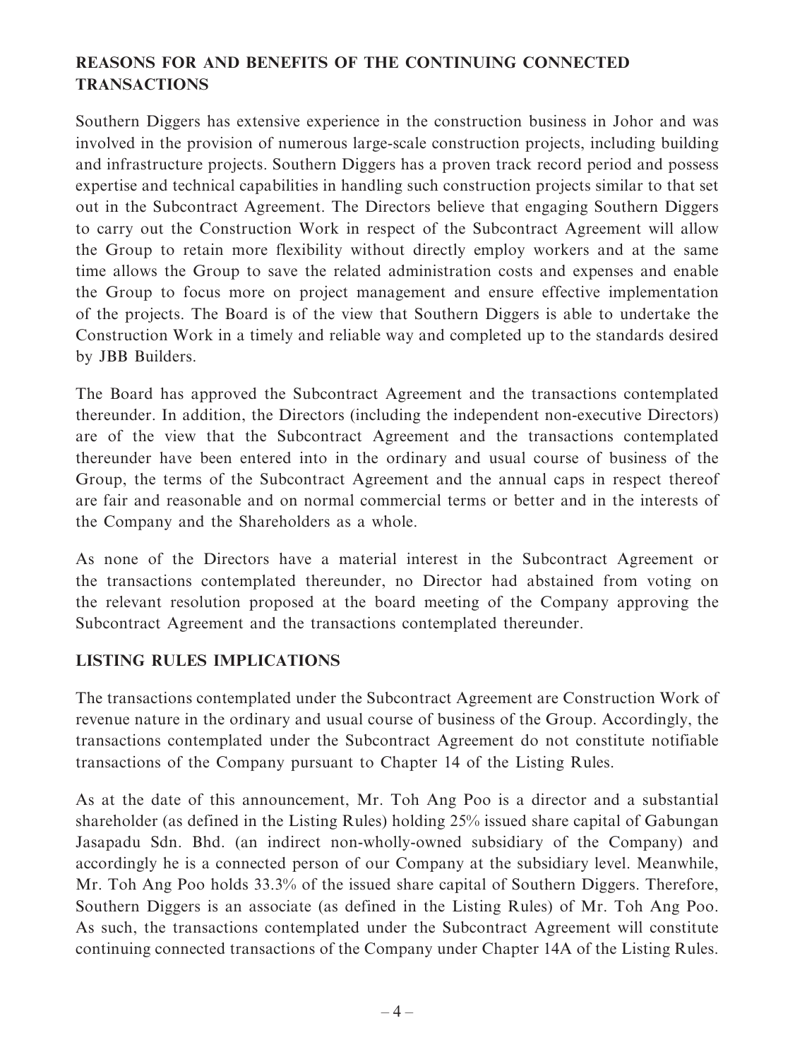## REASONS FOR AND BENEFITS OF THE CONTINUING CONNECTED TRANSACTIONS

Southern Diggers has extensive experience in the construction business in Johor and was involved in the provision of numerous large-scale construction projects, including building and infrastructure projects. Southern Diggers has a proven track record period and possess expertise and technical capabilities in handling such construction projects similar to that set out in the Subcontract Agreement. The Directors believe that engaging Southern Diggers to carry out the Construction Work in respect of the Subcontract Agreement will allow the Group to retain more flexibility without directly employ workers and at the same time allows the Group to save the related administration costs and expenses and enable the Group to focus more on project management and ensure effective implementation of the projects. The Board is of the view that Southern Diggers is able to undertake the Construction Work in a timely and reliable way and completed up to the standards desired by JBB Builders.

The Board has approved the Subcontract Agreement and the transactions contemplated thereunder. In addition, the Directors (including the independent non-executive Directors) are of the view that the Subcontract Agreement and the transactions contemplated thereunder have been entered into in the ordinary and usual course of business of the Group, the terms of the Subcontract Agreement and the annual caps in respect thereof are fair and reasonable and on normal commercial terms or better and in the interests of the Company and the Shareholders as a whole.

As none of the Directors have a material interest in the Subcontract Agreement or the transactions contemplated thereunder, no Director had abstained from voting on the relevant resolution proposed at the board meeting of the Company approving the Subcontract Agreement and the transactions contemplated thereunder.

## LISTING RULES IMPLICATIONS

The transactions contemplated under the Subcontract Agreement are Construction Work of revenue nature in the ordinary and usual course of business of the Group. Accordingly, the transactions contemplated under the Subcontract Agreement do not constitute notifiable transactions of the Company pursuant to Chapter 14 of the Listing Rules.

As at the date of this announcement, Mr. Toh Ang Poo is a director and a substantial shareholder (as defined in the Listing Rules) holding 25% issued share capital of Gabungan Jasapadu Sdn. Bhd. (an indirect non-wholly-owned subsidiary of the Company) and accordingly he is a connected person of our Company at the subsidiary level. Meanwhile, Mr. Toh Ang Poo holds 33.3% of the issued share capital of Southern Diggers. Therefore, Southern Diggers is an associate (as defined in the Listing Rules) of Mr. Toh Ang Poo. As such, the transactions contemplated under the Subcontract Agreement will constitute continuing connected transactions of the Company under Chapter 14A of the Listing Rules.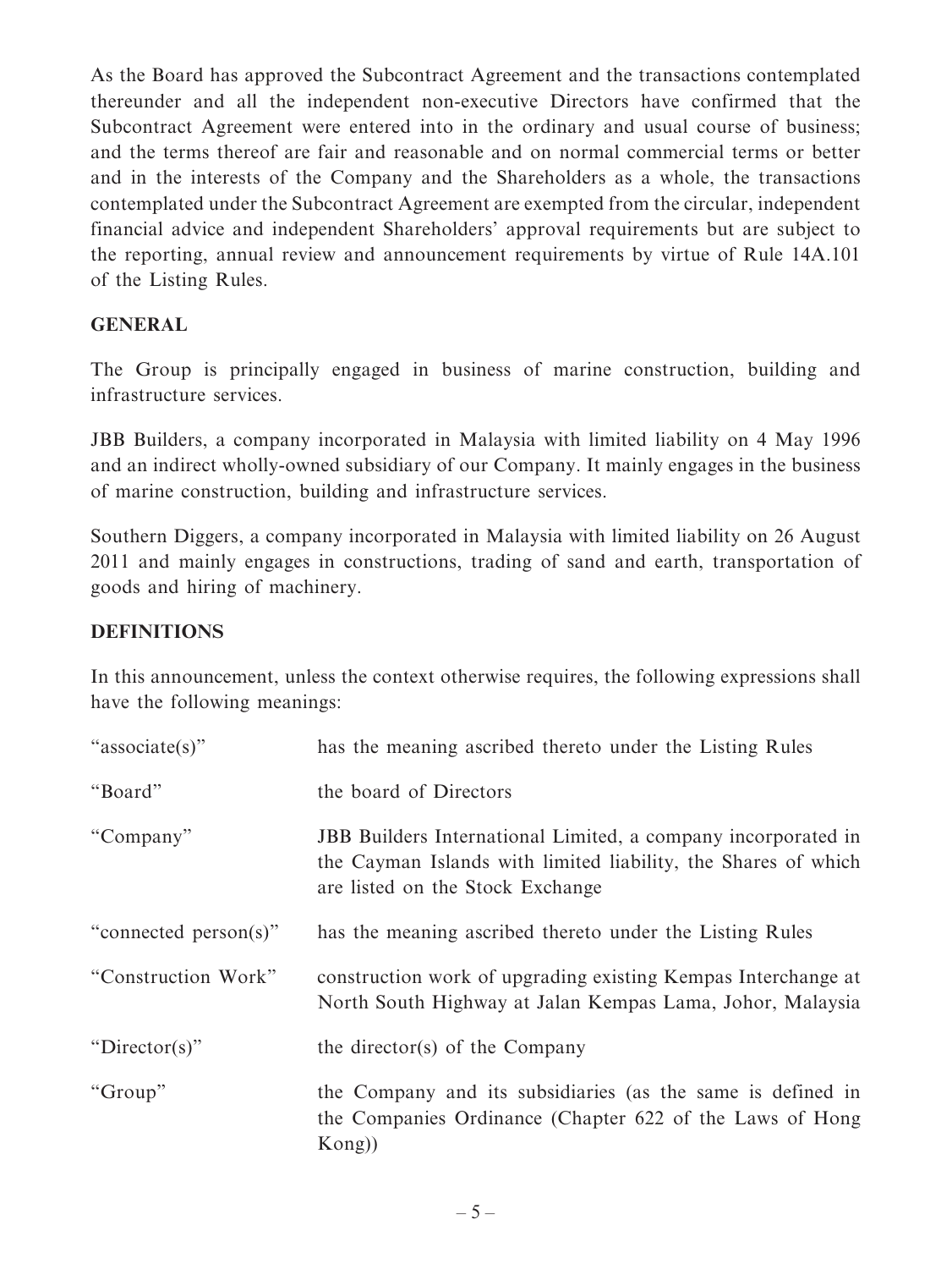As the Board has approved the Subcontract Agreement and the transactions contemplated thereunder and all the independent non-executive Directors have confirmed that the Subcontract Agreement were entered into in the ordinary and usual course of business; and the terms thereof are fair and reasonable and on normal commercial terms or better and in the interests of the Company and the Shareholders as a whole, the transactions contemplated under the Subcontract Agreement are exempted from the circular, independent financial advice and independent Shareholders' approval requirements but are subject to the reporting, annual review and announcement requirements by virtue of Rule 14A.101 of the Listing Rules.

## GENERAL

The Group is principally engaged in business of marine construction, building and infrastructure services.

JBB Builders, a company incorporated in Malaysia with limited liability on 4 May 1996 and an indirect wholly-owned subsidiary of our Company. It mainly engages in the business of marine construction, building and infrastructure services.

Southern Diggers, a company incorporated in Malaysia with limited liability on 26 August 2011 and mainly engages in constructions, trading of sand and earth, transportation of goods and hiring of machinery.

## DEFINITIONS

In this announcement, unless the context otherwise requires, the following expressions shall have the following meanings:

| | |
|---|---|
| "associate(s)" | has the meaning ascribed thereto under the Listing Rules |
| "Board" | the board of Directors |
| "Company" | JBB Builders International Limited, a company incorporated in the Cayman Islands with limited liability, the Shares of which are listed on the Stock Exchange |
| "connected person(s)" | has the meaning ascribed thereto under the Listing Rules |
| "Construction Work" | construction work of upgrading existing Kempas Interchange at North South Highway at Jalan Kempas Lama, Johor, Malaysia |
| "Director(s)" | the director(s) of the Company |
| "Group" | the Company and its subsidiaries (as the same is defined in the Companies Ordinance (Chapter 622 of the Laws of Hong Kong)) |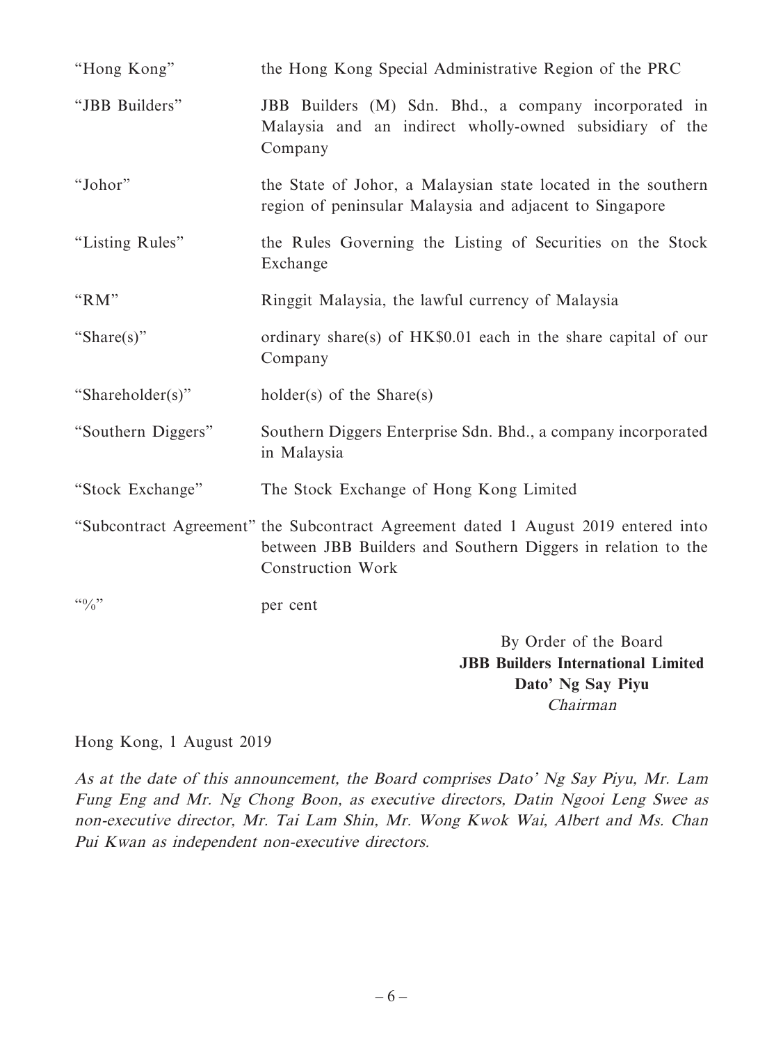| | |
|---|---|
| "Hong Kong" | the Hong Kong Special Administrative Region of the PRC |
| "JBB Builders" | JBB Builders (M) Sdn. Bhd., a company incorporated in Malaysia and an indirect wholly-owned subsidiary of the Company |
| "Johor" | the State of Johor, a Malaysian state located in the southern region of peninsular Malaysia and adjacent to Singapore |
| "Listing Rules" | the Rules Governing the Listing of Securities on the Stock Exchange |
| "RM" | Ringgit Malaysia, the lawful currency of Malaysia |
| "Share(s)" | ordinary share(s) of HK$0.01 each in the share capital of our Company |
| "Shareholder(s)" | holder(s) of the Share(s) |
| "Southern Diggers" | Southern Diggers Enterprise Sdn. Bhd., a company incorporated in Malaysia |
| "Stock Exchange" | The Stock Exchange of Hong Kong Limited |
| "Subcontract Agreement" | the Subcontract Agreement dated 1 August 2019 entered into between JBB Builders and Southern Diggers in relation to the Construction Work |
| "%" | per cent |

By Order of the Board
**JBB Builders International Limited**
**Dato' Ng Say Piyu**
*Chairman*

Hong Kong, 1 August 2019

*As at the date of this announcement, the Board comprises Dato' Ng Say Piyu, Mr. Lam Fung Eng and Mr. Ng Chong Boon, as executive directors, Datin Ngooi Leng Swee as non-executive director, Mr. Tai Lam Shin, Mr. Wong Kwok Wai, Albert and Ms. Chan Pui Kwan as independent non-executive directors.*